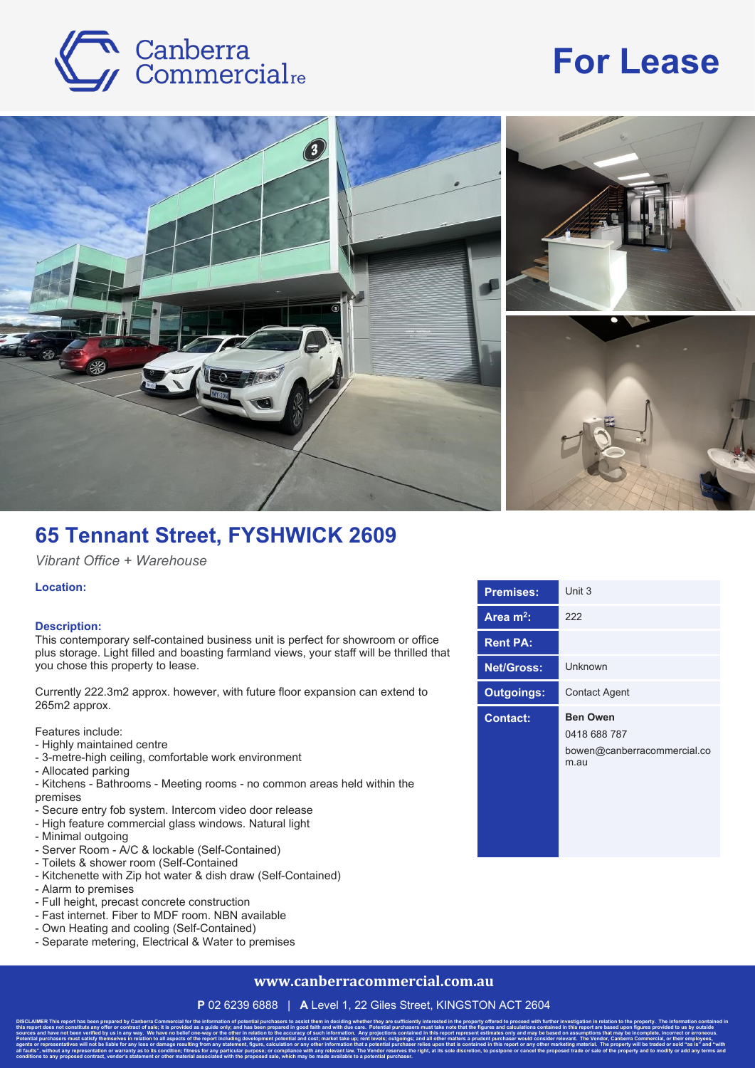Canberra Commercial re

# For Lease

## 65 Tennant Street, FYSHWICK 2609

*Vibrant Office + Warehouse*

**Location:**

**Description:**
This contemporary self-contained business unit is perfect for showroom or office plus storage. Light filled and boasting farmland views, your staff will be thrilled that you chose this property to lease.

Currently 222.3m2 approx. however, with future floor expansion can extend to 265m2 approx.

Features include:
- Highly maintained centre
- 3-metre-high ceiling, comfortable work environment
- Allocated parking
- Kitchens - Bathrooms - Meeting rooms - no common areas held within the premises
- Secure entry fob system. Intercom video door release
- High feature commercial glass windows. Natural light
- Minimal outgoing
- Server Room - A/C & lockable (Self-Contained)
- Toilets & shower room (Self-Contained)
- Kitchenette with Zip hot water & dish draw (Self-Contained)
- Alarm to premises
- Full height, precast concrete construction
- Fast internet. Fiber to MDF room. NBN available
- Own Heating and cooling (Self-Contained)
- Separate metering, Electrical & Water to premises

| | |
|---|---|
| **Premises:** | Unit 3 |
| **Area m²:** | 222 |
| **Rent PA:** | |
| **Net/Gross:** | Unknown |
| **Outgoings:** | Contact Agent |
| **Contact:** | **Ben Owen**<br>0418 688 787<br>bowen@canberracommercial.com.au |

**www.canberracommercial.com.au**

**P** 02 6239 6888 | **A** Level 1, 22 Giles Street, KINGSTON ACT 2604

**DISCLAIMER** This report has been prepared by Canberra Commercial for the information of potential purchasers to assist them in deciding whether they are sufficiently interested in the property offered to proceed with further investigation in relation to the property. The information contained in this report does not constitute any offer or contract of sale; it is provided as a guide only; and has been prepared in good faith and with due care. Potential purchasers must take note that the figures and calculations contained in this report are based upon figures provided to us by outside sources and have not been verified by us in any way. We have no belief one-way or the other in relation to the accuracy of such information. Any projections contained in this report represent estimates only and may be based on assumptions that may be incomplete, incorrect or erroneous. Potential purchasers must satisfy themselves in relation to all aspects of the report including development potential and cost; market take up; rent levels; outgoings; and all other matters a prudent purchaser would consider relevant. The Vendor, Canberra Commercial, or their employees, agents or representatives will not be liable for any loss or damage resulting from any statement, figure, calculation or any other information that a potential purchaser relies upon that is contained in this report or any other marketing material. The property will be traded or sold "as is" and "with all faults", without any representation or warranty as to its condition; fitness for any particular purpose; or compliance with any relevant law. The Vendor reserves the right, at its sole discretion, to postpone or cancel the proposed trade or sale of the property and to modify or add any terms and conditions to any proposed contract, vendor's statement or other material associated with the proposed sale, which may be made available to a potential purchaser.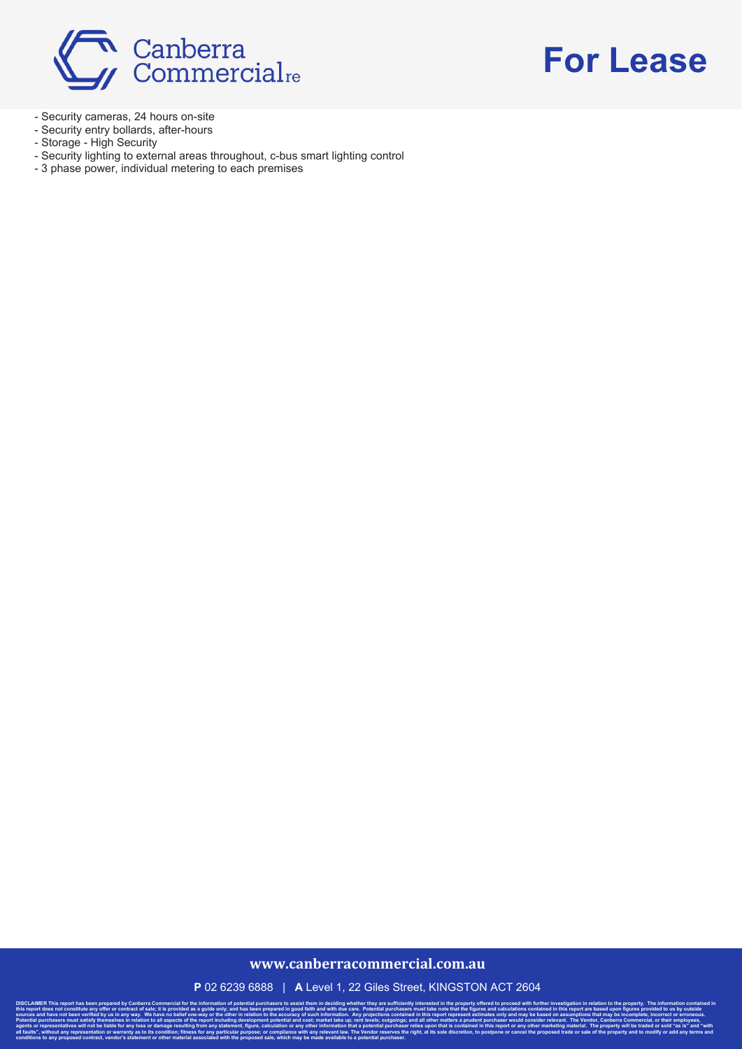# For Lease

- Security cameras, 24 hours on-site
- Security entry bollards, after-hours
- Storage - High Security
- Security lighting to external areas throughout, c-bus smart lighting control
- 3 phase power, individual metering to each premises

**www.canberracommercial.com.au**

**P** 02 6239 6888 | **A** Level 1, 22 Giles Street, KINGSTON ACT 2604

**DISCLAIMER** This report has been prepared by Canberra Commercial for the information of potential purchasers to assist them in deciding whether they are sufficiently interested in the property offered to proceed with further investigation in relation to the property. The information contained in this report does not constitute any offer or contract of sale; it is provided as a guide only; and has been prepared in good faith and with due care. Potential purchasers must take note that the figures and calculations contained in this report are based upon figures provided to us by outside sources and have not been verified by us in any way. We have no belief one-way or the other in relation to the accuracy of such information. Any projections contained in this report represent estimates only and may be based on assumptions that may be incomplete, incorrect or erroneous. Potential purchasers must satisfy themselves in relation to all aspects of the report including development potential and cost; market take up; rent levels; outgoings; and all other matters a prudent purchaser would consider relevant. The Vendor, Canberra Commercial, or their employees, agents or representatives will not be liable for any loss or damage resulting from any statement, figure, calculation or any other information that a potential purchaser relies upon that is contained in this report or any other marketing material. The property will be traded or sold "as is" and "with all faults", without any representation or warranty as to its condition; fitness for any particular purpose; or compliance with any relevant law. The Vendor reserves the right, at its sole discretion, to postpone or cancel the proposed trade or sale of the property and to modify or add any terms and conditions to any proposed contract, vendor's statement or other material associated with the proposed sale, which may be made available to a potential purchaser.